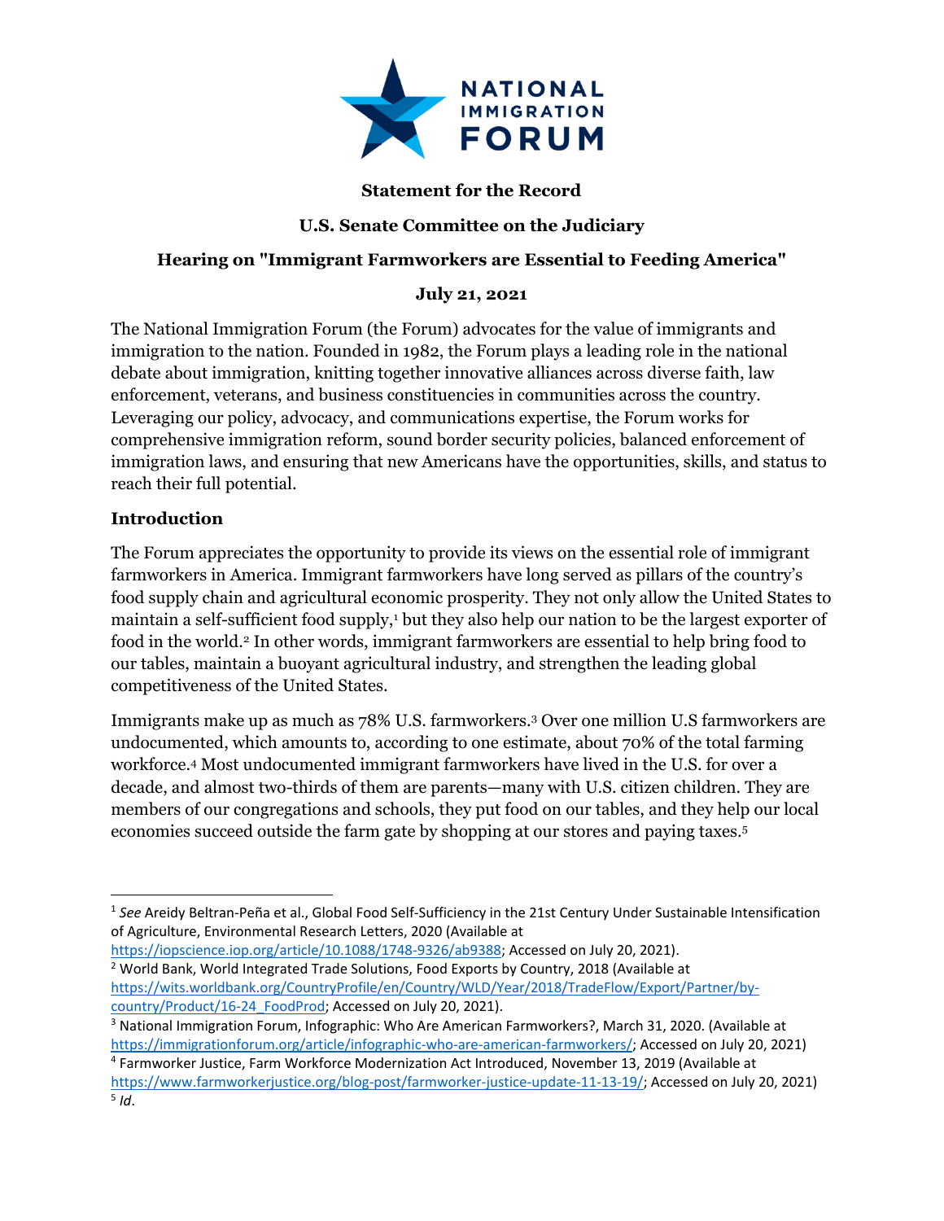**Statement for the Record**

**U.S. Senate Committee on the Judiciary**

**Hearing on "Immigrant Farmworkers are Essential to Feeding America"**

**July 21, 2021**

The National Immigration Forum (the Forum) advocates for the value of immigrants and immigration to the nation. Founded in 1982, the Forum plays a leading role in the national debate about immigration, knitting together innovative alliances across diverse faith, law enforcement, veterans, and business constituencies in communities across the country. Leveraging our policy, advocacy, and communications expertise, the Forum works for comprehensive immigration reform, sound border security policies, balanced enforcement of immigration laws, and ensuring that new Americans have the opportunities, skills, and status to reach their full potential.

## Introduction

The Forum appreciates the opportunity to provide its views on the essential role of immigrant farmworkers in America. Immigrant farmworkers have long served as pillars of the country's food supply chain and agricultural economic prosperity. They not only allow the United States to maintain a self-sufficient food supply,[1] but they also help our nation to be the largest exporter of food in the world.[2] In other words, immigrant farmworkers are essential to help bring food to our tables, maintain a buoyant agricultural industry, and strengthen the leading global competitiveness of the United States.

Immigrants make up as much as 78% U.S. farmworkers.[3] Over one million U.S farmworkers are undocumented, which amounts to, according to one estimate, about 70% of the total farming workforce.[4] Most undocumented immigrant farmworkers have lived in the U.S. for over a decade, and almost two-thirds of them are parents—many with U.S. citizen children. They are members of our congregations and schools, they put food on our tables, and they help our local economies succeed outside the farm gate by shopping at our stores and paying taxes.[5]

---

[1] *See* Areidy Beltran-Peña et al., Global Food Self-Sufficiency in the 21st Century Under Sustainable Intensification of Agriculture, Environmental Research Letters, 2020 (Available at https://iopscience.iop.org/article/10.1088/1748-9326/ab9388; Accessed on July 20, 2021).

[2] World Bank, World Integrated Trade Solutions, Food Exports by Country, 2018 (Available at https://wits.worldbank.org/CountryProfile/en/Country/WLD/Year/2018/TradeFlow/Export/Partner/by-country/Product/16-24_FoodProd; Accessed on July 20, 2021).

[3] National Immigration Forum, Infographic: Who Are American Farmworkers?, March 31, 2020. (Available at https://immigrationforum.org/article/infographic-who-are-american-farmworkers/; Accessed on July 20, 2021)

[4] Farmworker Justice, Farm Workforce Modernization Act Introduced, November 13, 2019 (Available at https://www.farmworkerjustice.org/blog-post/farmworker-justice-update-11-13-19/; Accessed on July 20, 2021)

[5] *Id*.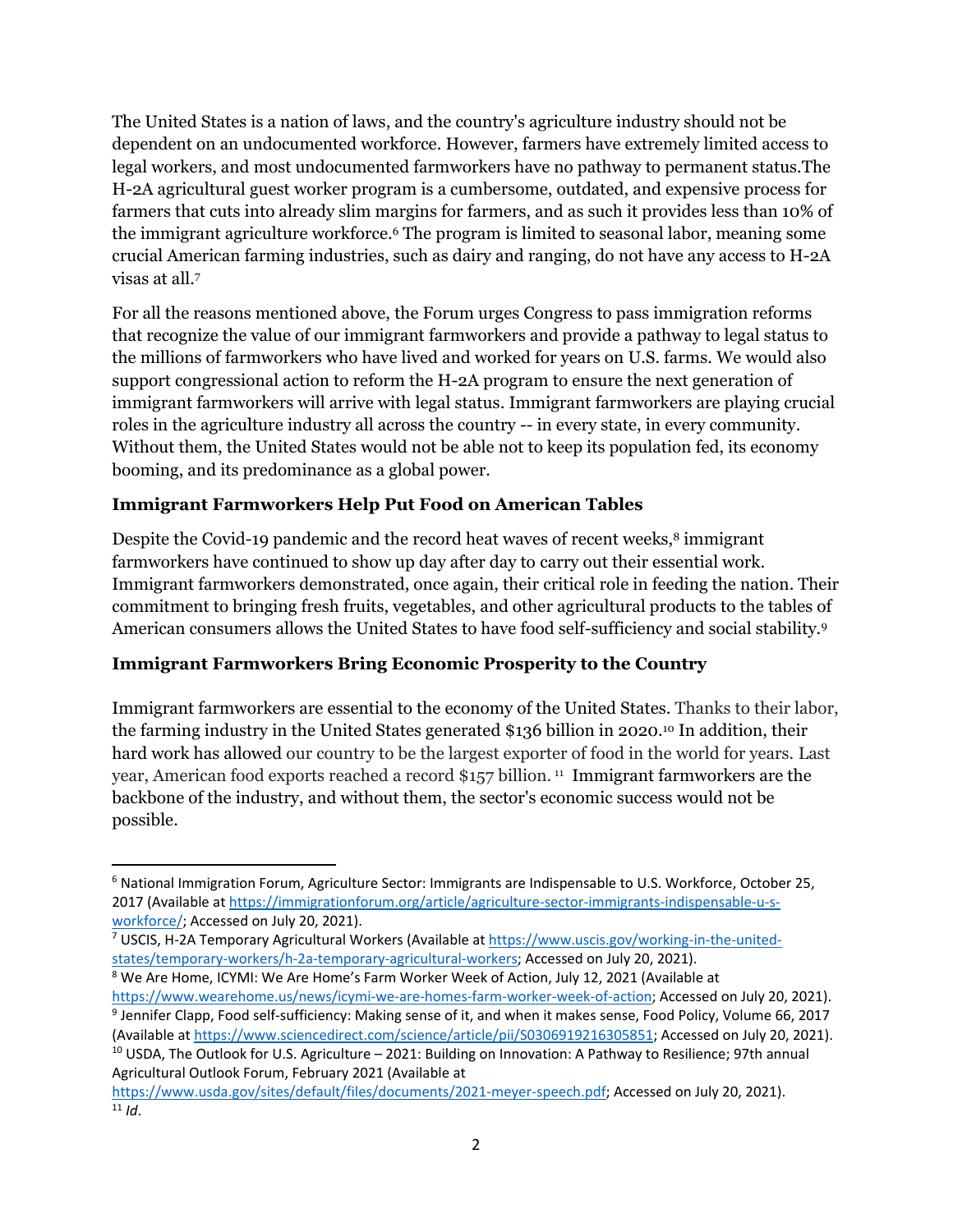The United States is a nation of laws, and the country's agriculture industry should not be dependent on an undocumented workforce. However, farmers have extremely limited access to legal workers, and most undocumented farmworkers have no pathway to permanent status.The H-2A agricultural guest worker program is a cumbersome, outdated, and expensive process for farmers that cuts into already slim margins for farmers, and as such it provides less than 10% of the immigrant agriculture workforce.[6] The program is limited to seasonal labor, meaning some crucial American farming industries, such as dairy and ranging, do not have any access to H-2A visas at all.[7]

For all the reasons mentioned above, the Forum urges Congress to pass immigration reforms that recognize the value of our immigrant farmworkers and provide a pathway to legal status to the millions of farmworkers who have lived and worked for years on U.S. farms. We would also support congressional action to reform the H-2A program to ensure the next generation of immigrant farmworkers will arrive with legal status. Immigrant farmworkers are playing crucial roles in the agriculture industry all across the country -- in every state, in every community. Without them, the United States would not be able not to keep its population fed, its economy booming, and its predominance as a global power.

### Immigrant Farmworkers Help Put Food on American Tables

Despite the Covid-19 pandemic and the record heat waves of recent weeks,[8] immigrant farmworkers have continued to show up day after day to carry out their essential work. Immigrant farmworkers demonstrated, once again, their critical role in feeding the nation. Their commitment to bringing fresh fruits, vegetables, and other agricultural products to the tables of American consumers allows the United States to have food self-sufficiency and social stability.[9]

### Immigrant Farmworkers Bring Economic Prosperity to the Country

Immigrant farmworkers are essential to the economy of the United States. Thanks to their labor, the farming industry in the United States generated $136 billion in 2020.[10] In addition, their hard work has allowed our country to be the largest exporter of food in the world for years. Last year, American food exports reached a record $157 billion.[11] Immigrant farmworkers are the backbone of the industry, and without them, the sector's economic success would not be possible.

---

[6] National Immigration Forum, Agriculture Sector: Immigrants are Indispensable to U.S. Workforce, October 25, 2017 (Available at https://immigrationforum.org/article/agriculture-sector-immigrants-indispensable-u-s-workforce/; Accessed on July 20, 2021).

[7] USCIS, H-2A Temporary Agricultural Workers (Available at https://www.uscis.gov/working-in-the-united-states/temporary-workers/h-2a-temporary-agricultural-workers; Accessed on July 20, 2021).

[8] We Are Home, ICYMI: We Are Home's Farm Worker Week of Action, July 12, 2021 (Available at https://www.wearehome.us/news/icymi-we-are-homes-farm-worker-week-of-action; Accessed on July 20, 2021).

[9] Jennifer Clapp, Food self-sufficiency: Making sense of it, and when it makes sense, Food Policy, Volume 66, 2017 (Available at https://www.sciencedirect.com/science/article/pii/S0306919216305851; Accessed on July 20, 2021).

[10] USDA, The Outlook for U.S. Agriculture – 2021: Building on Innovation: A Pathway to Resilience; 97th annual Agricultural Outlook Forum, February 2021 (Available at https://www.usda.gov/sites/default/files/documents/2021-meyer-speech.pdf; Accessed on July 20, 2021).

[11] *Id*.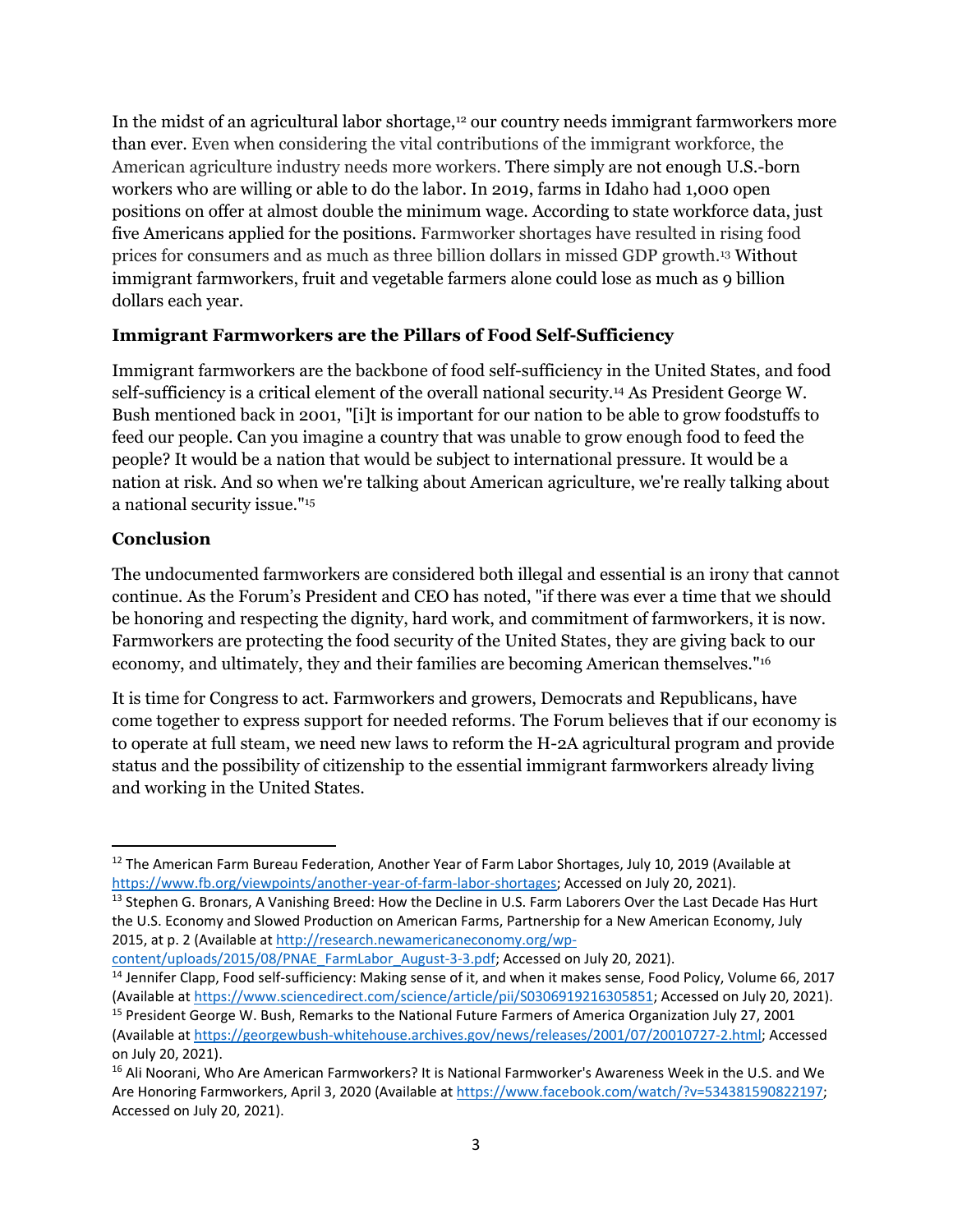In the midst of an agricultural labor shortage,[12] our country needs immigrant farmworkers more than ever. Even when considering the vital contributions of the immigrant workforce, the American agriculture industry needs more workers. There simply are not enough U.S.-born workers who are willing or able to do the labor. In 2019, farms in Idaho had 1,000 open positions on offer at almost double the minimum wage. According to state workforce data, just five Americans applied for the positions. Farmworker shortages have resulted in rising food prices for consumers and as much as three billion dollars in missed GDP growth.[13] Without immigrant farmworkers, fruit and vegetable farmers alone could lose as much as 9 billion dollars each year.

### Immigrant Farmworkers are the Pillars of Food Self-Sufficiency

Immigrant farmworkers are the backbone of food self-sufficiency in the United States, and food self-sufficiency is a critical element of the overall national security.[14] As President George W. Bush mentioned back in 2001, "[i]t is important for our nation to be able to grow foodstuffs to feed our people. Can you imagine a country that was unable to grow enough food to feed the people? It would be a nation that would be subject to international pressure. It would be a nation at risk. And so when we're talking about American agriculture, we're really talking about a national security issue."[15]

### Conclusion

The undocumented farmworkers are considered both illegal and essential is an irony that cannot continue. As the Forum's President and CEO has noted, "if there was ever a time that we should be honoring and respecting the dignity, hard work, and commitment of farmworkers, it is now. Farmworkers are protecting the food security of the United States, they are giving back to our economy, and ultimately, they and their families are becoming American themselves."[16]

It is time for Congress to act. Farmworkers and growers, Democrats and Republicans, have come together to express support for needed reforms. The Forum believes that if our economy is to operate at full steam, we need new laws to reform the H-2A agricultural program and provide status and the possibility of citizenship to the essential immigrant farmworkers already living and working in the United States.

---

[12] The American Farm Bureau Federation, Another Year of Farm Labor Shortages, July 10, 2019 (Available at https://www.fb.org/viewpoints/another-year-of-farm-labor-shortages; Accessed on July 20, 2021).

[13] Stephen G. Bronars, A Vanishing Breed: How the Decline in U.S. Farm Laborers Over the Last Decade Has Hurt the U.S. Economy and Slowed Production on American Farms, Partnership for a New American Economy, July 2015, at p. 2 (Available at http://research.newamericaneconomy.org/wp-content/uploads/2015/08/PNAE_FarmLabor_August-3-3.pdf; Accessed on July 20, 2021).

[14] Jennifer Clapp, Food self-sufficiency: Making sense of it, and when it makes sense, Food Policy, Volume 66, 2017 (Available at https://www.sciencedirect.com/science/article/pii/S0306919216305851; Accessed on July 20, 2021).

[15] President George W. Bush, Remarks to the National Future Farmers of America Organization July 27, 2001 (Available at https://georgewbush-whitehouse.archives.gov/news/releases/2001/07/20010727-2.html; Accessed on July 20, 2021).

[16] Ali Noorani, Who Are American Farmworkers? It is National Farmworker's Awareness Week in the U.S. and We Are Honoring Farmworkers, April 3, 2020 (Available at https://www.facebook.com/watch/?v=534381590822197; Accessed on July 20, 2021).